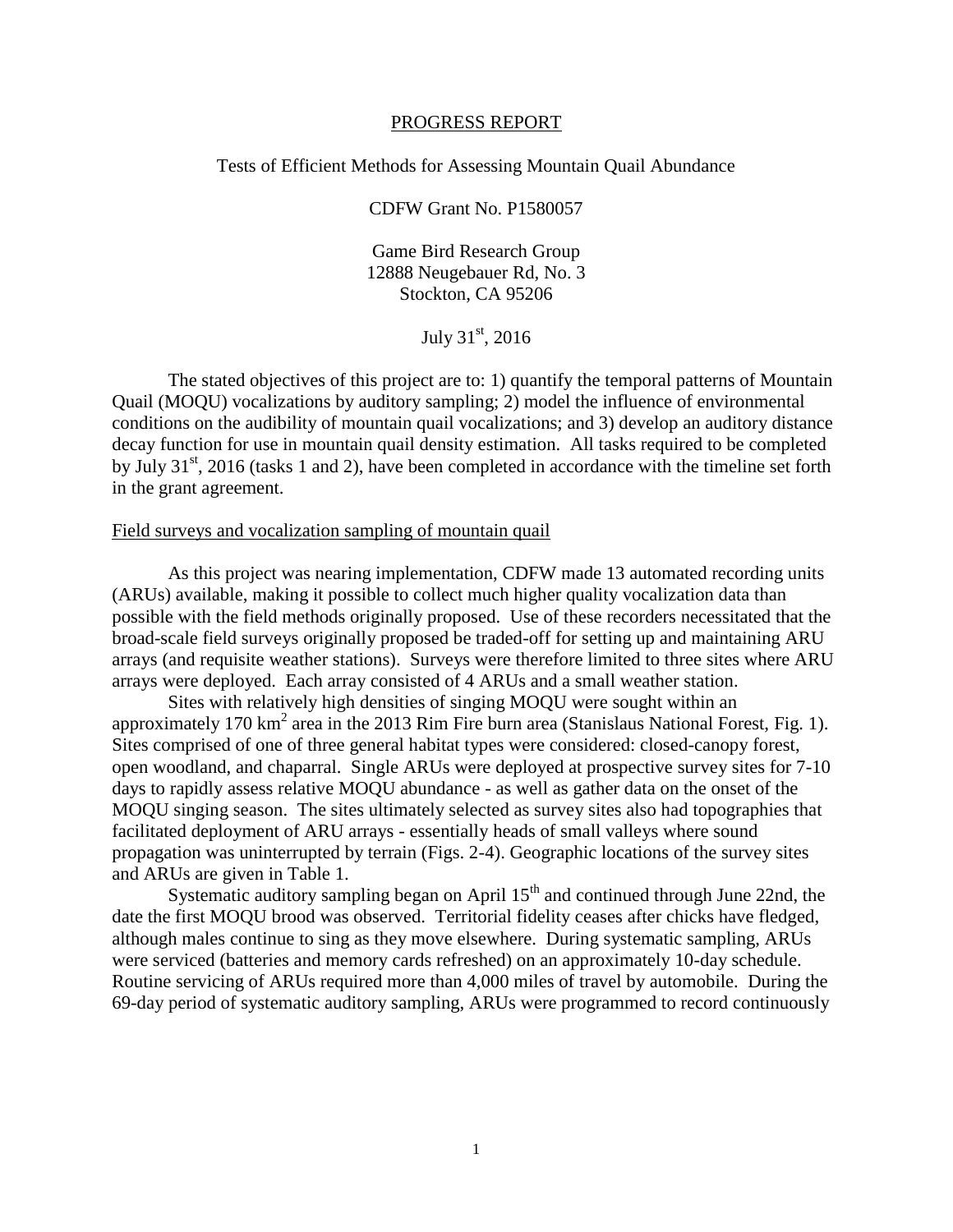PROGRESS REPORT

Tests of Efficient Methods for Assessing Mountain Quail Abundance

CDFW Grant No. P1580057

Game Bird Research Group
12888 Neugebauer Rd, No. 3
Stockton, CA 95206

July 31st, 2016

The stated objectives of this project are to: 1) quantify the temporal patterns of Mountain Quail (MOQU) vocalizations by auditory sampling; 2) model the influence of environmental conditions on the audibility of mountain quail vocalizations; and 3) develop an auditory distance decay function for use in mountain quail density estimation. All tasks required to be completed by July 31st, 2016 (tasks 1 and 2), have been completed in accordance with the timeline set forth in the grant agreement.

## Field surveys and vocalization sampling of mountain quail

As this project was nearing implementation, CDFW made 13 automated recording units (ARUs) available, making it possible to collect much higher quality vocalization data than possible with the field methods originally proposed. Use of these recorders necessitated that the broad-scale field surveys originally proposed be traded-off for setting up and maintaining ARU arrays (and requisite weather stations). Surveys were therefore limited to three sites where ARU arrays were deployed. Each array consisted of 4 ARUs and a small weather station.

Sites with relatively high densities of singing MOQU were sought within an approximately 170 km$^2$ area in the 2013 Rim Fire burn area (Stanislaus National Forest, Fig. 1). Sites comprised of one of three general habitat types were considered: closed-canopy forest, open woodland, and chaparral. Single ARUs were deployed at prospective survey sites for 7-10 days to rapidly assess relative MOQU abundance - as well as gather data on the onset of the MOQU singing season. The sites ultimately selected as survey sites also had topographies that facilitated deployment of ARU arrays - essentially heads of small valleys where sound propagation was uninterrupted by terrain (Figs. 2-4). Geographic locations of the survey sites and ARUs are given in Table 1.

Systematic auditory sampling began on April 15th and continued through June 22nd, the date the first MOQU brood was observed. Territorial fidelity ceases after chicks have fledged, although males continue to sing as they move elsewhere. During systematic sampling, ARUs were serviced (batteries and memory cards refreshed) on an approximately 10-day schedule. Routine servicing of ARUs required more than 4,000 miles of travel by automobile. During the 69-day period of systematic auditory sampling, ARUs were programmed to record continuously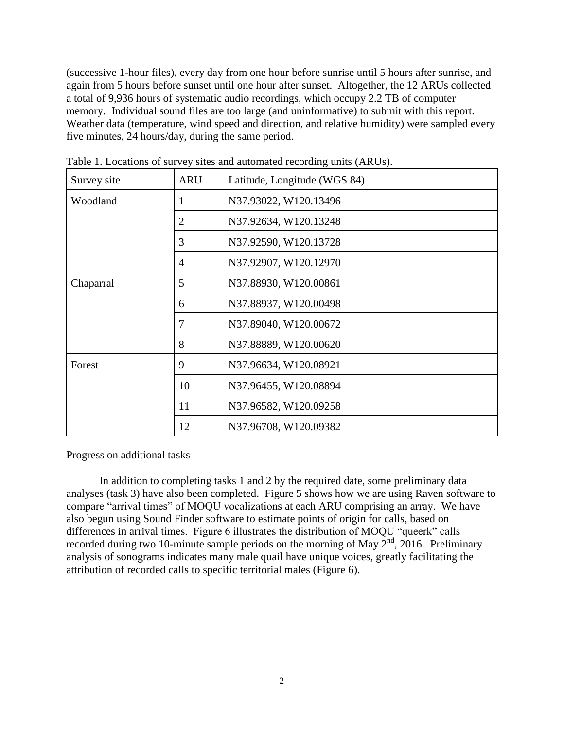(successive 1-hour files), every day from one hour before sunrise until 5 hours after sunrise, and again from 5 hours before sunset until one hour after sunset. Altogether, the 12 ARUs collected a total of 9,936 hours of systematic audio recordings, which occupy 2.2 TB of computer memory. Individual sound files are too large (and uninformative) to submit with this report. Weather data (temperature, wind speed and direction, and relative humidity) were sampled every five minutes, 24 hours/day, during the same period.

Table 1. Locations of survey sites and automated recording units (ARUs).

| Survey site | ARU | Latitude, Longitude (WGS 84) |
|---|---|---|
| Woodland | 1 | N37.93022, W120.13496 |
| | 2 | N37.92634, W120.13248 |
| | 3 | N37.92590, W120.13728 |
| | 4 | N37.92907, W120.12970 |
| Chaparral | 5 | N37.88930, W120.00861 |
| | 6 | N37.88937, W120.00498 |
| | 7 | N37.89040, W120.00672 |
| | 8 | N37.88889, W120.00620 |
| Forest | 9 | N37.96634, W120.08921 |
| | 10 | N37.96455, W120.08894 |
| | 11 | N37.96582, W120.09258 |
| | 12 | N37.96708, W120.09382 |

Progress on additional tasks

In addition to completing tasks 1 and 2 by the required date, some preliminary data analyses (task 3) have also been completed. Figure 5 shows how we are using Raven software to compare "arrival times" of MOQU vocalizations at each ARU comprising an array. We have also begun using Sound Finder software to estimate points of origin for calls, based on differences in arrival times. Figure 6 illustrates the distribution of MOQU "queerk" calls recorded during two 10-minute sample periods on the morning of May 2nd, 2016. Preliminary analysis of sonograms indicates many male quail have unique voices, greatly facilitating the attribution of recorded calls to specific territorial males (Figure 6).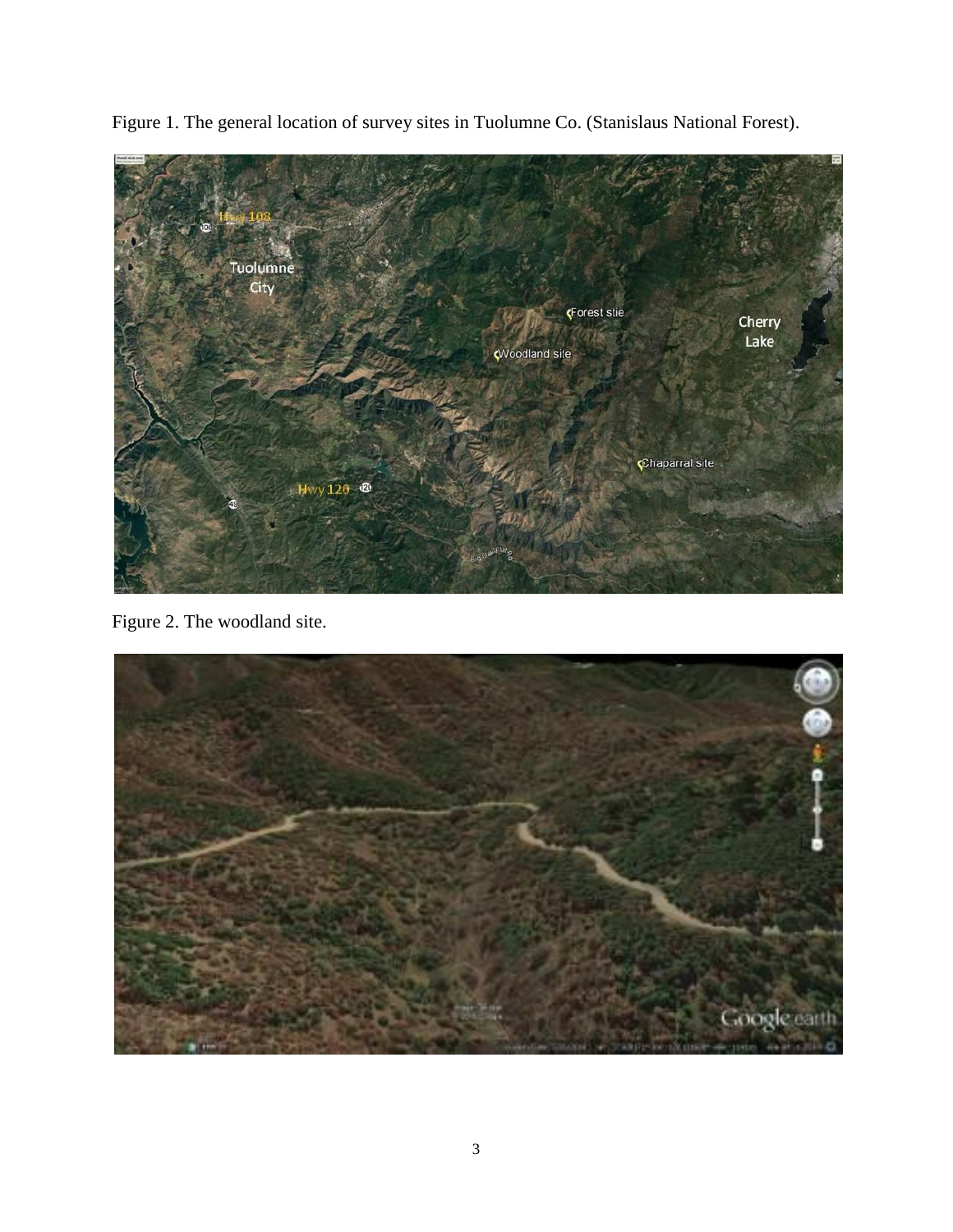Figure 1. The general location of survey sites in Tuolumne Co. (Stanislaus National Forest).

Figure 2. The woodland site.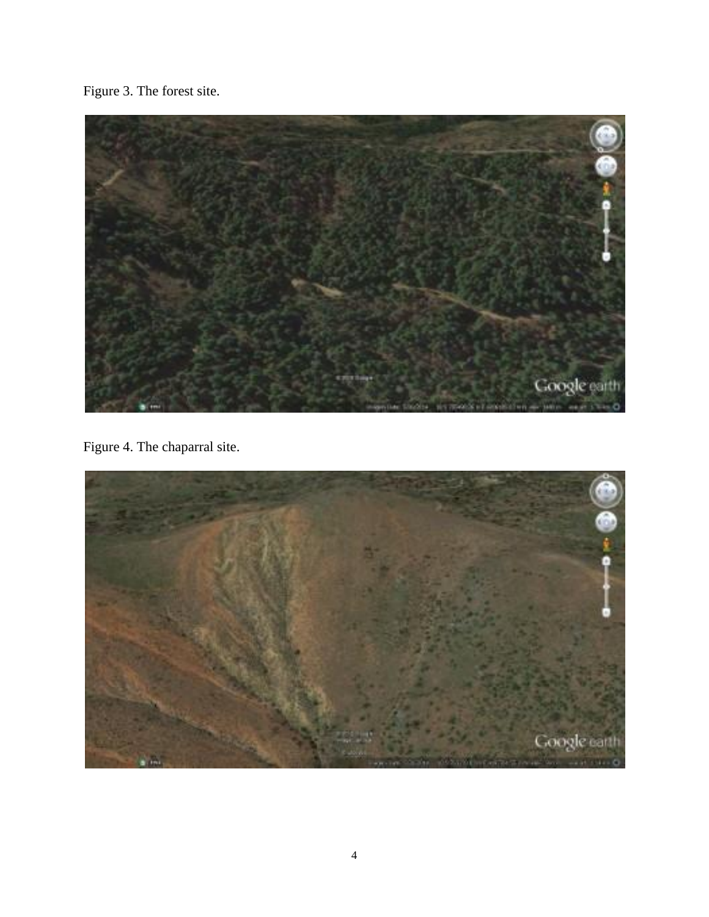Figure 3. The forest site.

Figure 4. The chaparral site.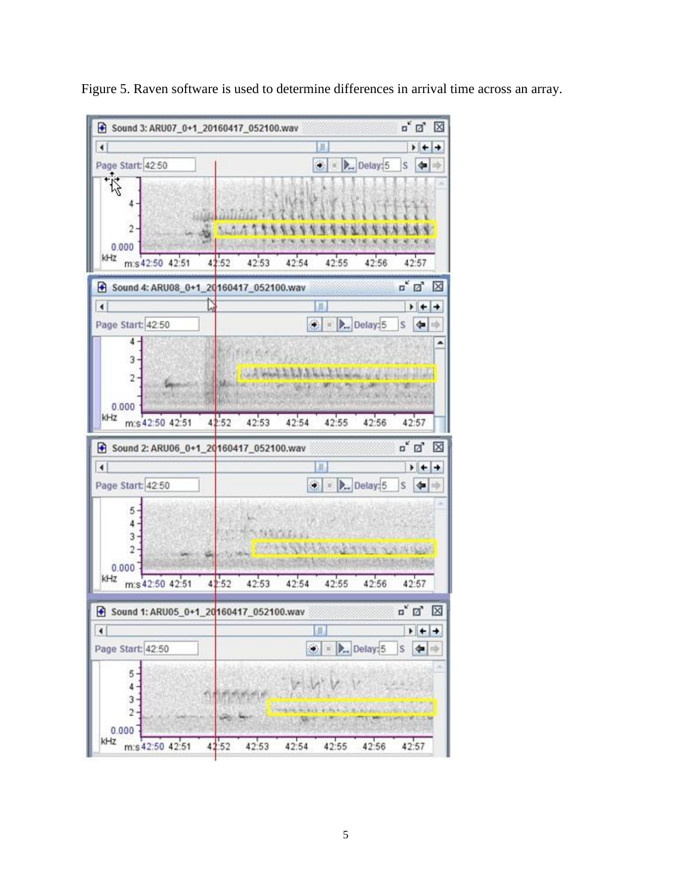Figure 5. Raven software is used to determine differences in arrival time across an array.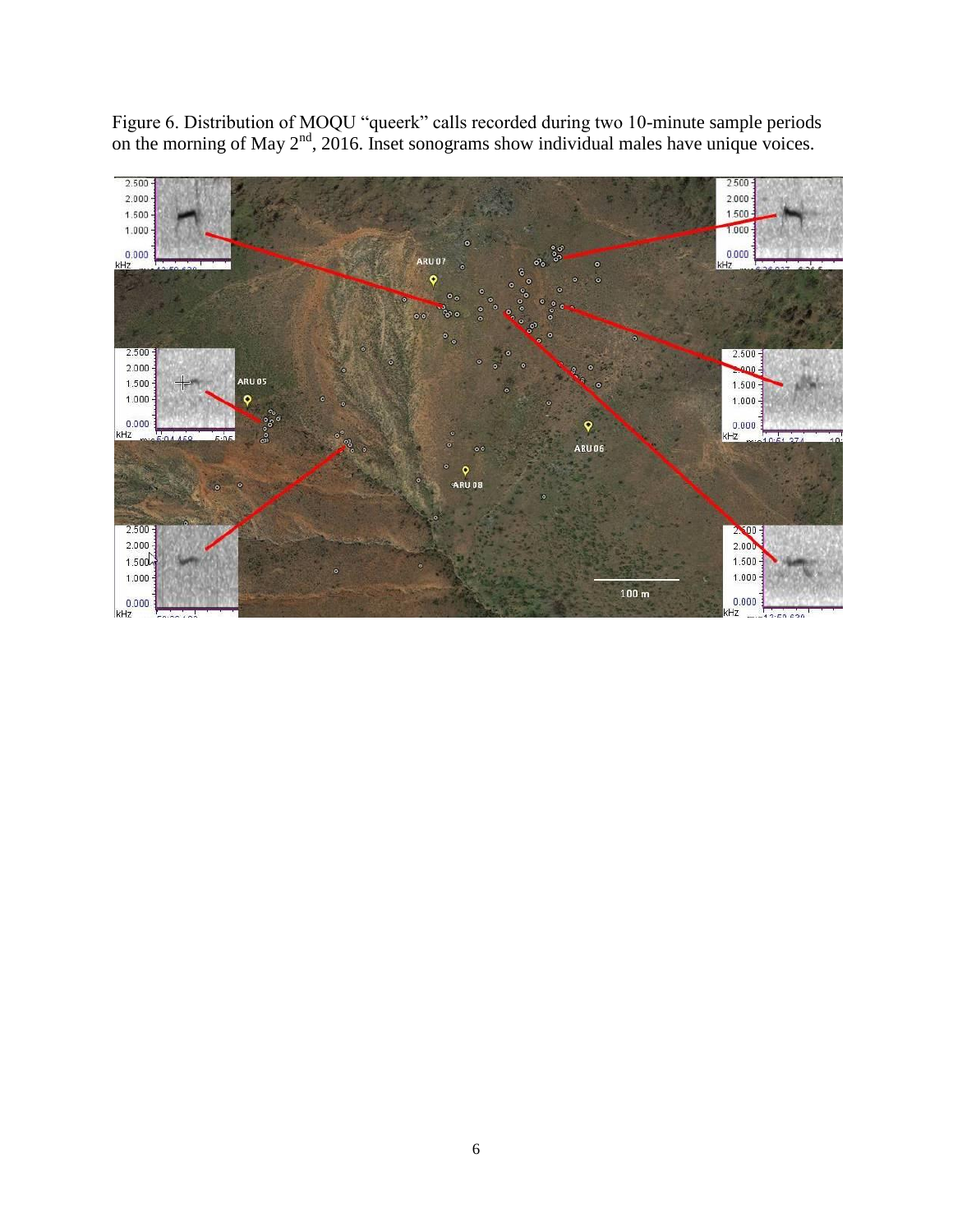Figure 6. Distribution of MOQU "queerk" calls recorded during two 10-minute sample periods on the morning of May 2[nd], 2016. Inset sonograms show individual males have unique voices.

ARU 07

ARU 05

ARU 06

ARU 08

100 m